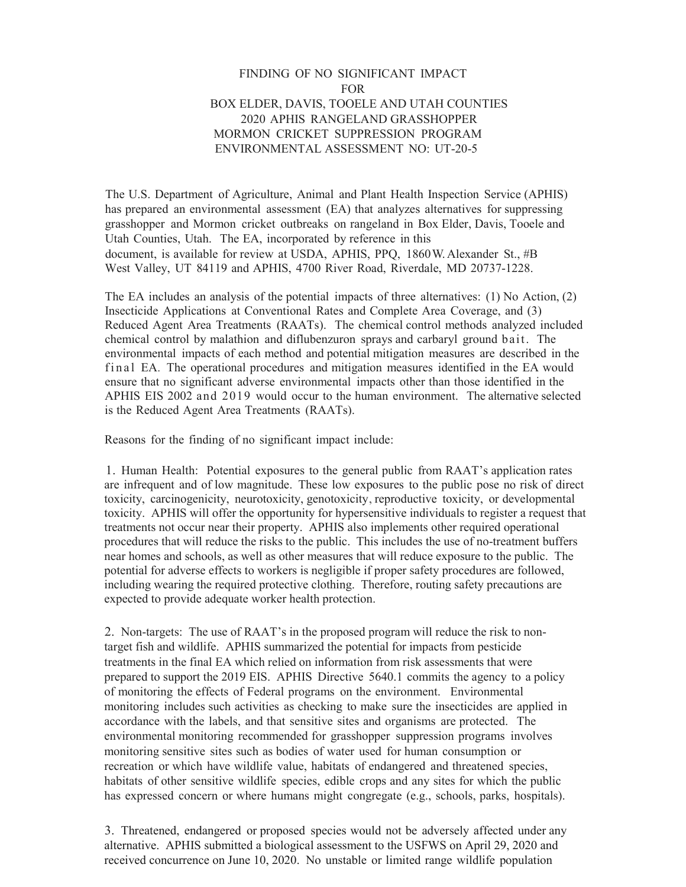# FINDING OF NO SIGNIFICANT IMPACT
# FOR
# BOX ELDER, DAVIS, TOOELE AND UTAH COUNTIES
# 2020 APHIS RANGELAND GRASSHOPPER
# MORMON CRICKET SUPPRESSION PROGRAM
# ENVIRONMENTAL ASSESSMENT NO: UT-20-5

The U.S. Department of Agriculture, Animal and Plant Health Inspection Service (APHIS) has prepared an environmental assessment (EA) that analyzes alternatives for suppressing grasshopper and Mormon cricket outbreaks on rangeland in Box Elder, Davis, Tooele and Utah Counties, Utah. The EA, incorporated by reference in this document, is available for review at USDA, APHIS, PPQ, 1860 W. Alexander St., #B West Valley, UT 84119 and APHIS, 4700 River Road, Riverdale, MD 20737-1228.

The EA includes an analysis of the potential impacts of three alternatives: (1) No Action, (2) Insecticide Applications at Conventional Rates and Complete Area Coverage, and (3) Reduced Agent Area Treatments (RAATs). The chemical control methods analyzed included chemical control by malathion and diflubenzuron sprays and carbaryl ground bait. The environmental impacts of each method and potential mitigation measures are described in the final EA. The operational procedures and mitigation measures identified in the EA would ensure that no significant adverse environmental impacts other than those identified in the APHIS EIS 2002 and 2019 would occur to the human environment. The alternative selected is the Reduced Agent Area Treatments (RAATs).

Reasons for the finding of no significant impact include:

1. Human Health: Potential exposures to the general public from RAAT's application rates are infrequent and of low magnitude. These low exposures to the public pose no risk of direct toxicity, carcinogenicity, neurotoxicity, genotoxicity, reproductive toxicity, or developmental toxicity. APHIS will offer the opportunity for hypersensitive individuals to register a request that treatments not occur near their property. APHIS also implements other required operational procedures that will reduce the risks to the public. This includes the use of no-treatment buffers near homes and schools, as well as other measures that will reduce exposure to the public. The potential for adverse effects to workers is negligible if proper safety procedures are followed, including wearing the required protective clothing. Therefore, routing safety precautions are expected to provide adequate worker health protection.

2. Non-targets: The use of RAAT's in the proposed program will reduce the risk to non-target fish and wildlife. APHIS summarized the potential for impacts from pesticide treatments in the final EA which relied on information from risk assessments that were prepared to support the 2019 EIS. APHIS Directive 5640.1 commits the agency to a policy of monitoring the effects of Federal programs on the environment. Environmental monitoring includes such activities as checking to make sure the insecticides are applied in accordance with the labels, and that sensitive sites and organisms are protected. The environmental monitoring recommended for grasshopper suppression programs involves monitoring sensitive sites such as bodies of water used for human consumption or recreation or which have wildlife value, habitats of endangered and threatened species, habitats of other sensitive wildlife species, edible crops and any sites for which the public has expressed concern or where humans might congregate (e.g., schools, parks, hospitals).

3. Threatened, endangered or proposed species would not be adversely affected under any alternative. APHIS submitted a biological assessment to the USFWS on April 29, 2020 and received concurrence on June 10, 2020. No unstable or limited range wildlife population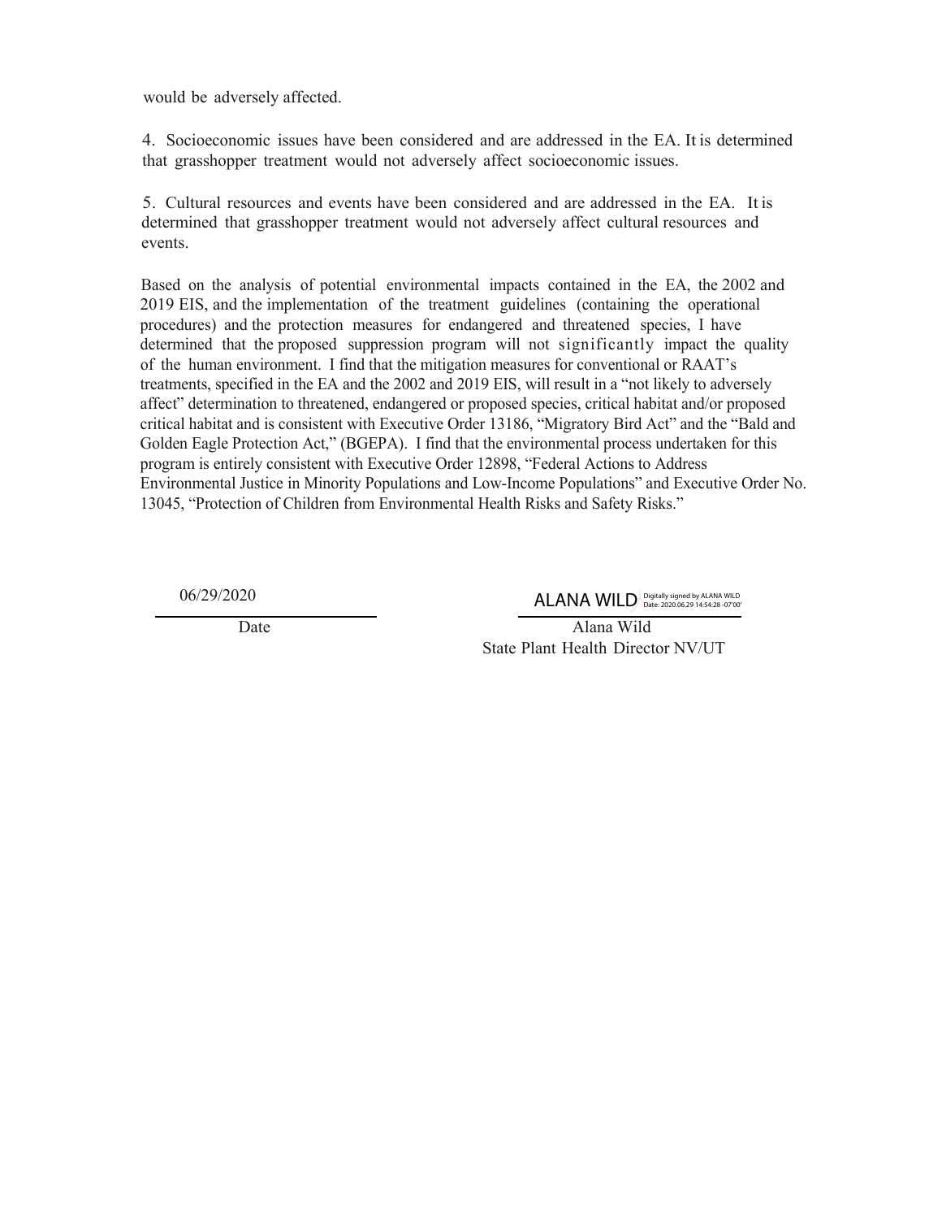would be adversely affected.

4. Socioeconomic issues have been considered and are addressed in the EA. It is determined that grasshopper treatment would not adversely affect socioeconomic issues.

5. Cultural resources and events have been considered and are addressed in the EA. It is determined that grasshopper treatment would not adversely affect cultural resources and events.

Based on the analysis of potential environmental impacts contained in the EA, the 2002 and 2019 EIS, and the implementation of the treatment guidelines (containing the operational procedures) and the protection measures for endangered and threatened species, I have determined that the proposed suppression program will not significantly impact the quality of the human environment. I find that the mitigation measures for conventional or RAAT's treatments, specified in the EA and the 2002 and 2019 EIS, will result in a "not likely to adversely affect" determination to threatened, endangered or proposed species, critical habitat and/or proposed critical habitat and is consistent with Executive Order 13186, "Migratory Bird Act" and the "Bald and Golden Eagle Protection Act," (BGEPA). I find that the environmental process undertaken for this program is entirely consistent with Executive Order 12898, "Federal Actions to Address Environmental Justice in Minority Populations and Low-Income Populations" and Executive Order No. 13045, "Protection of Children from Environmental Health Risks and Safety Risks."

06/29/2020

Date

ALANA WILD Digitally signed by ALANA WILD Date: 2020.06.29 14:54:28 -07'00'

Alana Wild
State Plant Health Director NV/UT